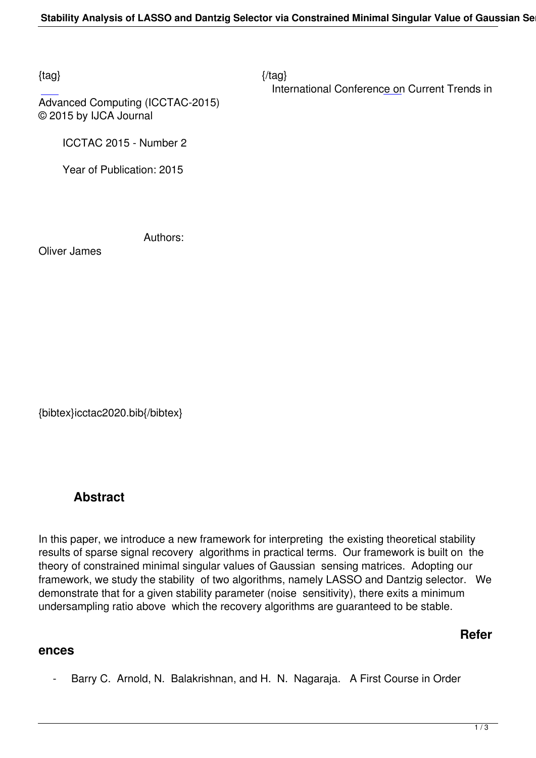{tag} {/tag}

International Conference on Current Trends in Advanced Computing (ICCTAC-2015)
© 2015 by IJCA Journal

ICCTAC 2015 - Number 2

Year of Publication: 2015

Authors:

Oliver James

{bibtex}icctac2020.bib{/bibtex}

## Abstract

In this paper, we introduce a new framework for interpreting the existing theoretical stability results of sparse signal recovery algorithms in practical terms. Our framework is built on the theory of constrained minimal singular values of Gaussian sensing matrices. Adopting our framework, we study the stability of two algorithms, namely LASSO and Dantzig selector. We demonstrate that for a given stability parameter (noise sensitivity), there exits a minimum undersampling ratio above which the recovery algorithms are guaranteed to be stable.

## References

- Barry C. Arnold, N. Balakrishnan, and H. N. Nagaraja. A First Course in Order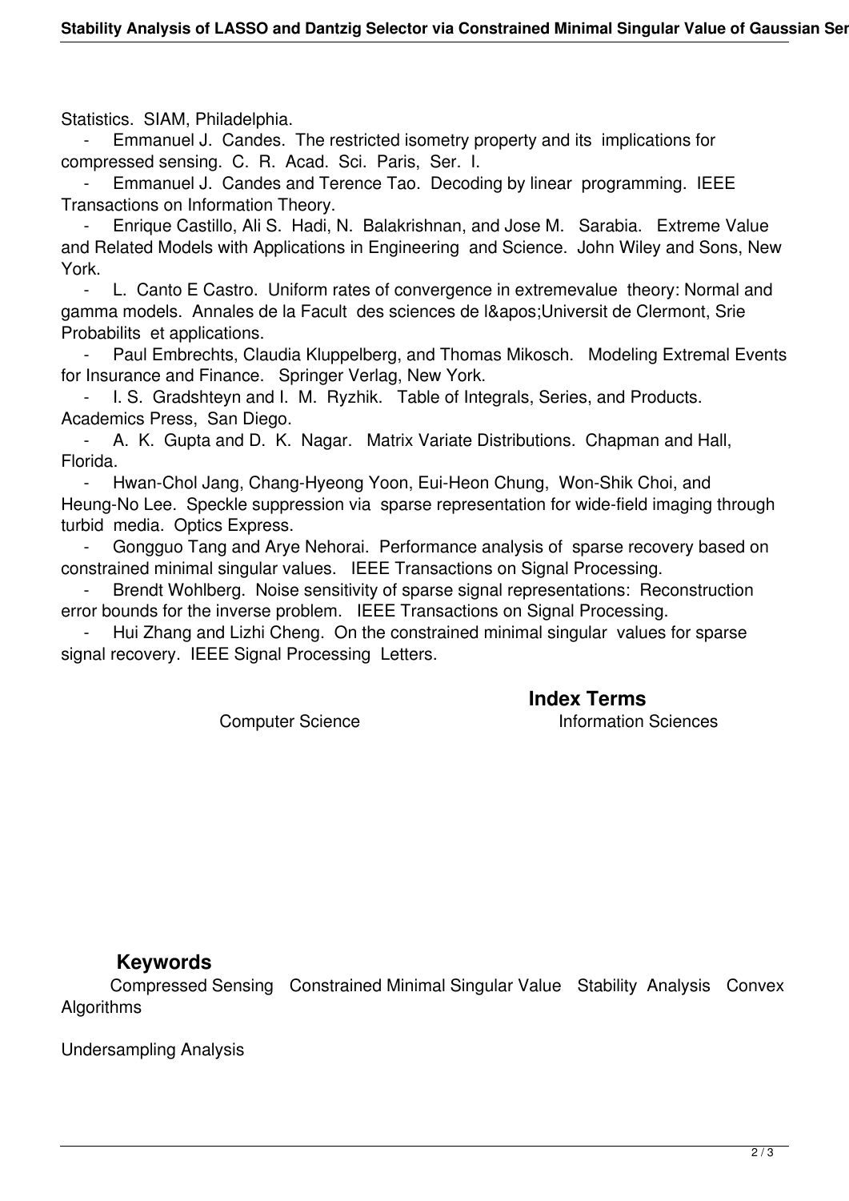Statistics. SIAM, Philadelphia.

- Emmanuel J. Candes. The restricted isometry property and its implications for compressed sensing. C. R. Acad. Sci. Paris, Ser. I.
- Emmanuel J. Candes and Terence Tao. Decoding by linear programming. IEEE Transactions on Information Theory.
- Enrique Castillo, Ali S. Hadi, N. Balakrishnan, and Jose M. Sarabia. Extreme Value and Related Models with Applications in Engineering and Science. John Wiley and Sons, New York.
- L. Canto E Castro. Uniform rates of convergence in extremevalue theory: Normal and gamma models. Annales de la Facult des sciences de l&apos;Universit de Clermont, Srie Probabilits et applications.
- Paul Embrechts, Claudia Kluppelberg, and Thomas Mikosch. Modeling Extremal Events for Insurance and Finance. Springer Verlag, New York.
- I. S. Gradshteyn and I. M. Ryzhik. Table of Integrals, Series, and Products. Academics Press, San Diego.
- A. K. Gupta and D. K. Nagar. Matrix Variate Distributions. Chapman and Hall, Florida.
- Hwan-Chol Jang, Chang-Hyeong Yoon, Eui-Heon Chung, Won-Shik Choi, and Heung-No Lee. Speckle suppression via sparse representation for wide-field imaging through turbid media. Optics Express.
- Gongguo Tang and Arye Nehorai. Performance analysis of sparse recovery based on constrained minimal singular values. IEEE Transactions on Signal Processing.
- Brendt Wohlberg. Noise sensitivity of sparse signal representations: Reconstruction error bounds for the inverse problem. IEEE Transactions on Signal Processing.
- Hui Zhang and Lizhi Cheng. On the constrained minimal singular values for sparse signal recovery. IEEE Signal Processing Letters.

## Index Terms

Computer Science    Information Sciences

## Keywords

Compressed Sensing    Constrained Minimal Singular Value    Stability Analysis    Convex Algorithms

Undersampling Analysis